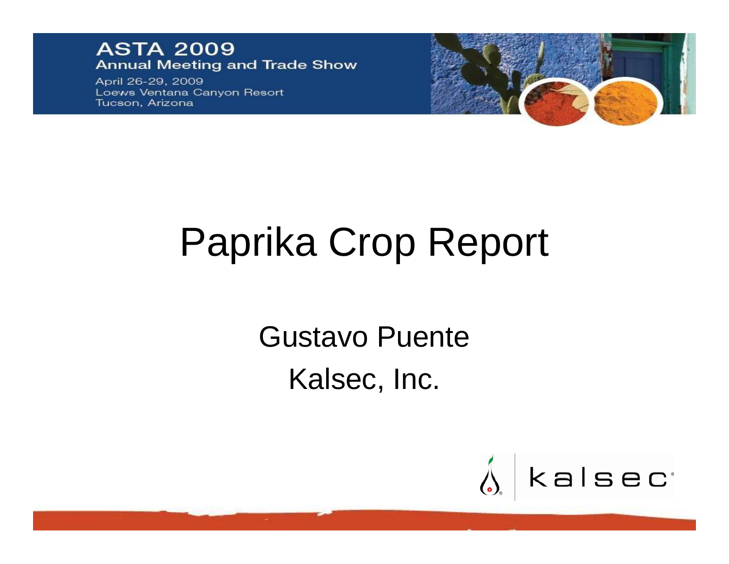**ASTA 2009**
**Annual Meeting and Trade Show**
April 26-29, 2009
Loews Ventana Canyon Resort
Tucson, Arizona

# Paprika Crop Report

Gustavo Puente

Kalsec, Inc.

kalsec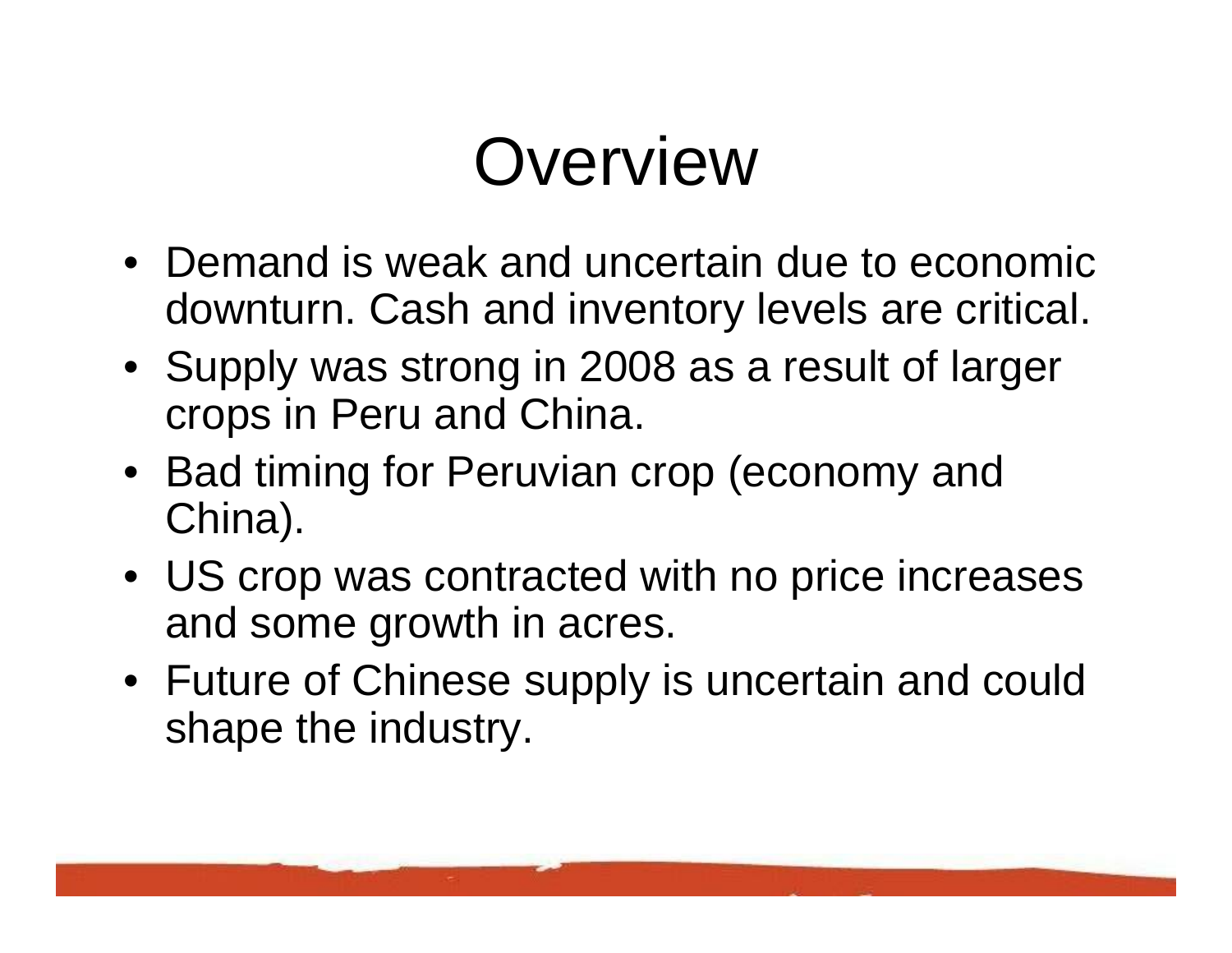# Overview

- Demand is weak and uncertain due to economic downturn. Cash and inventory levels are critical.
- Supply was strong in 2008 as a result of larger crops in Peru and China.
- Bad timing for Peruvian crop (economy and China).
- US crop was contracted with no price increases and some growth in acres.
- Future of Chinese supply is uncertain and could shape the industry.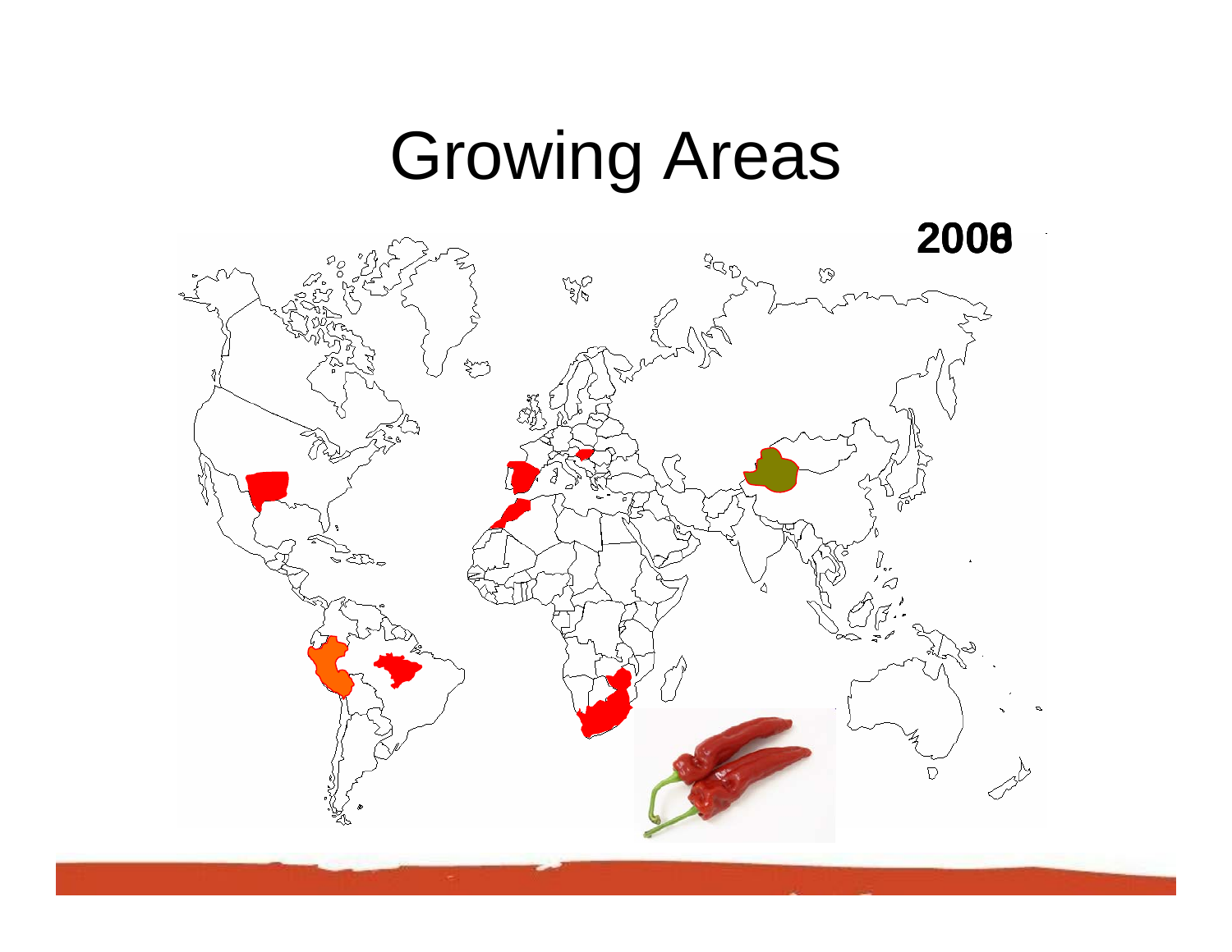# Growing Areas

**2008**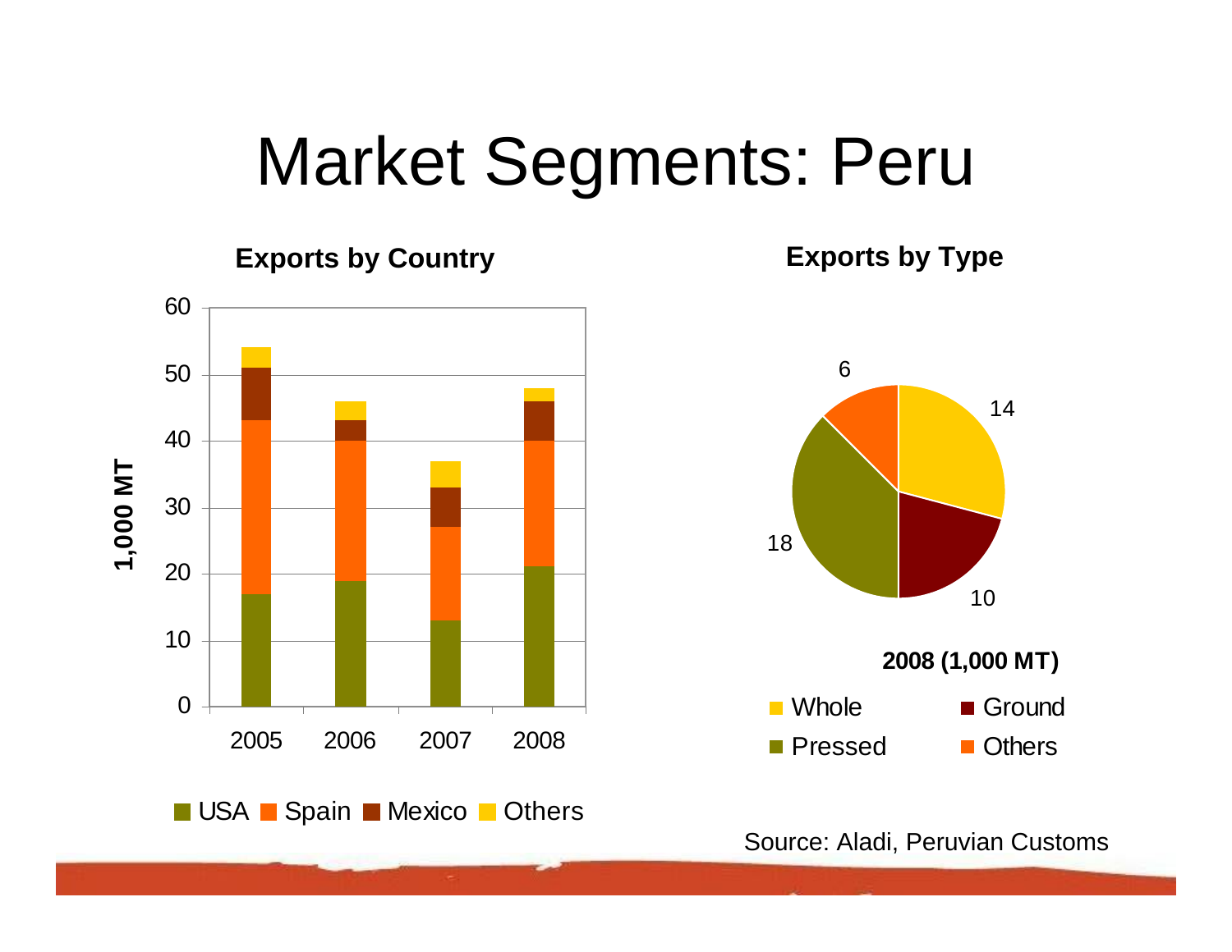# Market Segments: Peru

**Exports by Country**

1,000 MT

| Year | USA | Spain | Mexico | Others |
|---|---|---|---|---|
| 2005 | 17 | 26 | 8 | 3 |
| 2006 | 19 | 21 | 3 | 3 |
| 2007 | 13 | 14 | 6 | 4 |
| 2008 | 21 | 19 | 6 | 2 |

**Exports by Type**

**2008 (1,000 MT)**

| Type | Value |
|---|---|
| Whole | 14 |
| Ground | 10 |
| Pressed | 18 |
| Others | 6 |

Source: Aladi, Peruvian Customs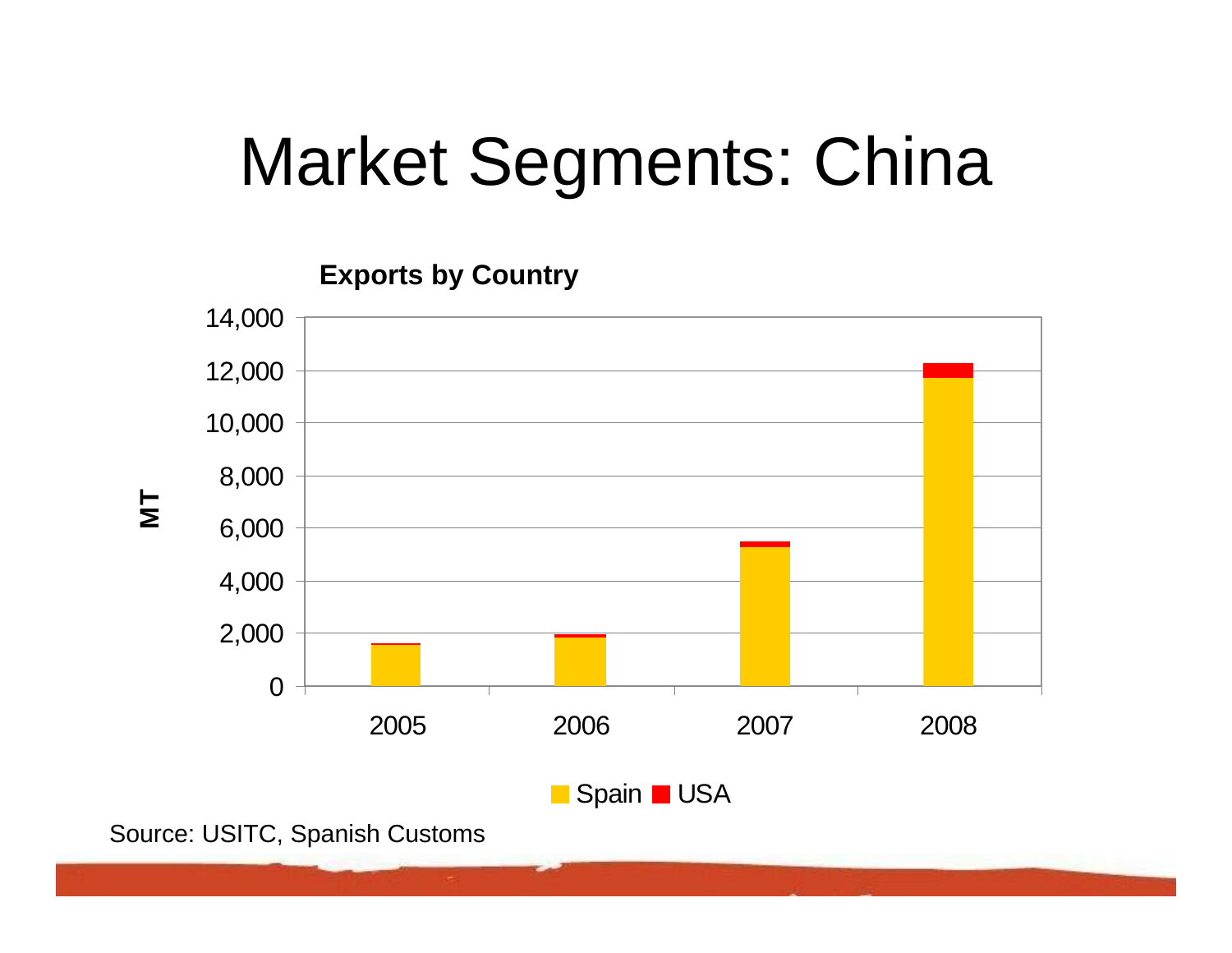# Market Segments: China

**Exports by Country**

| Year | Spain | USA |
|---|---|---|
| 2005 | ~1,550 | ~80 |
| 2006 | ~1,850 | ~130 |
| 2007 | ~5,300 | ~200 |
| 2008 | ~11,700 | ~550 |

MT (axis: 0–14,000)

Spain ■ USA

Source: USITC, Spanish Customs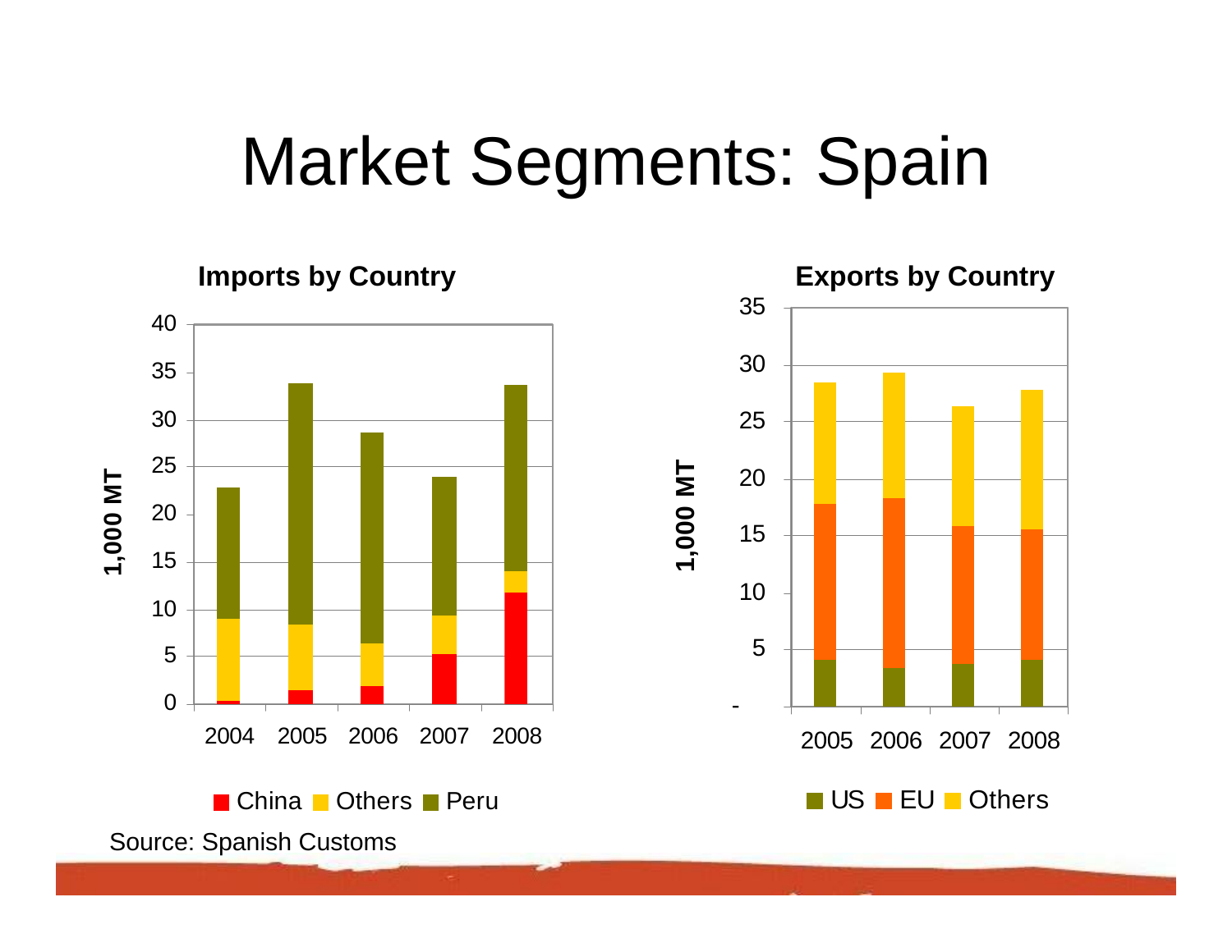# Market Segments: Spain

**Imports by Country**

1,000 MT

Y-axis: 0, 5, 10, 15, 20, 25, 30, 35, 40

X-axis: 2004, 2005, 2006, 2007, 2008

China · Others · Peru

**Exports by Country**

1,000 MT

Y-axis: -, 5, 10, 15, 20, 25, 30, 35

X-axis: 2005, 2006, 2007, 2008

US · EU · Others

Source: Spanish Customs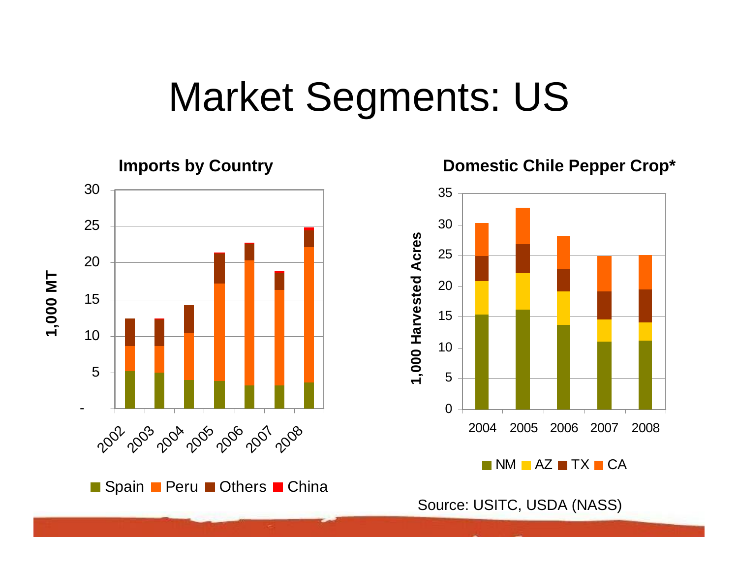# Market Segments: US

**Imports by Country**

**Domestic Chile Pepper Crop***

Source: USITC, USDA (NASS)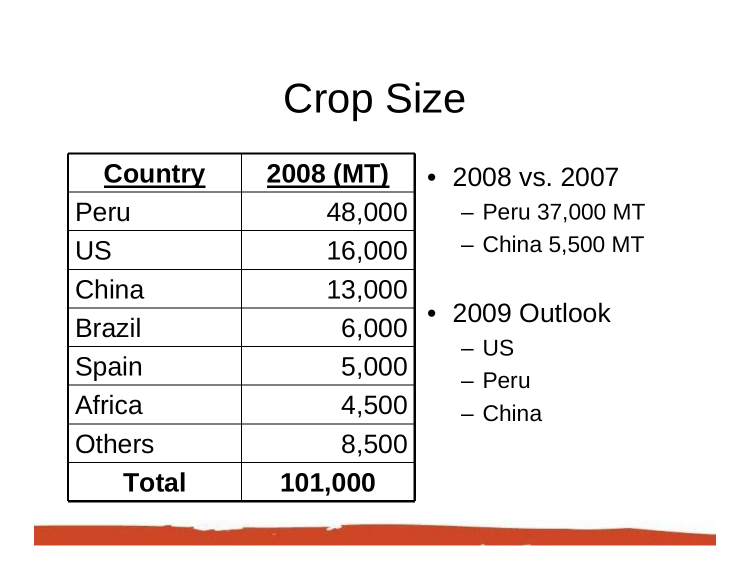# Crop Size

| Country | 2008 (MT) |
| --- | --- |
| Peru | 48,000 |
| US | 16,000 |
| China | 13,000 |
| Brazil | 6,000 |
| Spain | 5,000 |
| Africa | 4,500 |
| Others | 8,500 |
| **Total** | **101,000** |

- 2008 vs. 2007
  - Peru 37,000 MT
  - China 5,500 MT
- 2009 Outlook
  - US
  - Peru
  - China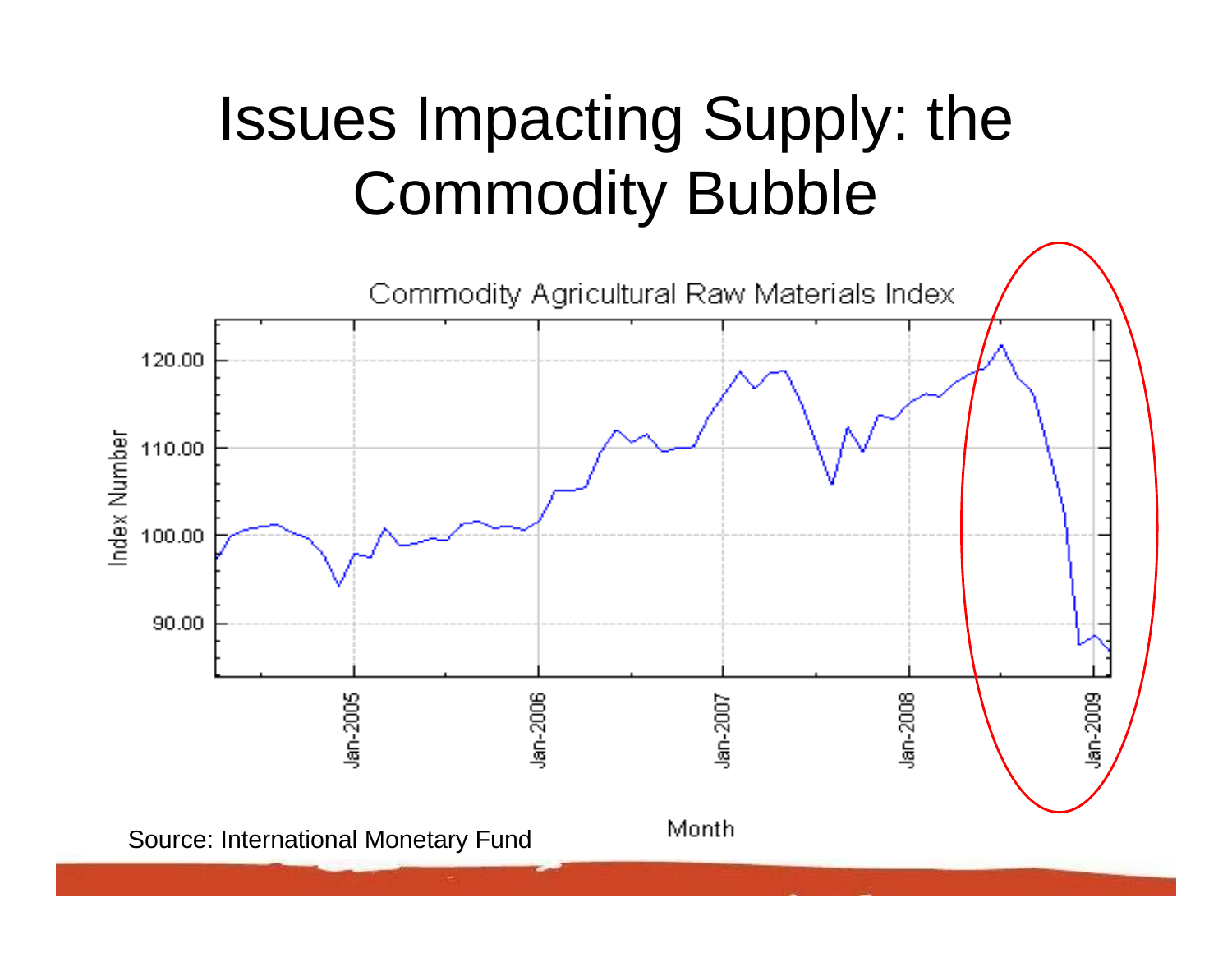# Issues Impacting Supply: the Commodity Bubble

Commodity Agricultural Raw Materials Index

Source: International Monetary Fund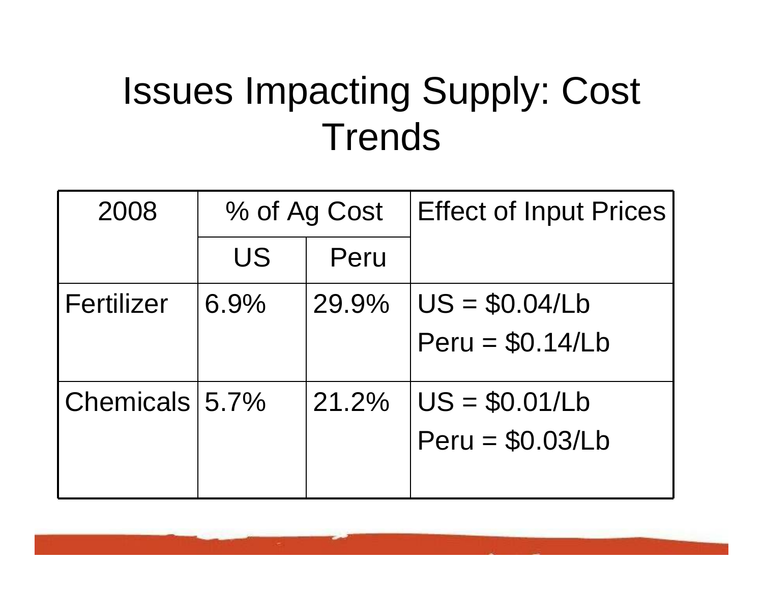# Issues Impacting Supply: Cost Trends

| 2008 | % of Ag Cost | | Effect of Input Prices |
|---|---|---|---|
| | US | Peru | |
| Fertilizer | 6.9% | 29.9% | US = \$0.04/Lb<br>Peru = \$0.14/Lb |
| Chemicals | 5.7% | 21.2% | US = \$0.01/Lb<br>Peru = \$0.03/Lb |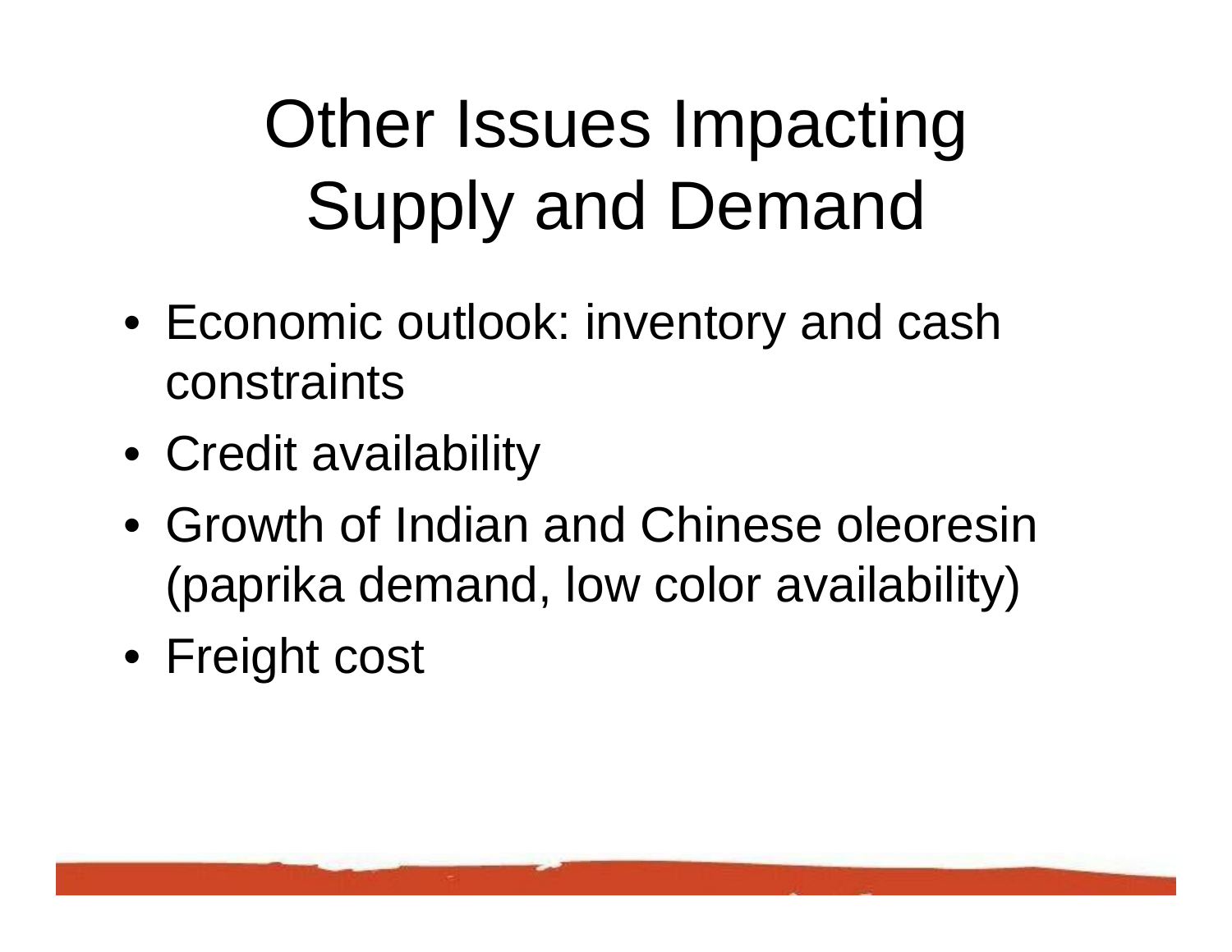# Other Issues Impacting Supply and Demand

- Economic outlook: inventory and cash constraints
- Credit availability
- Growth of Indian and Chinese oleoresin (paprika demand, low color availability)
- Freight cost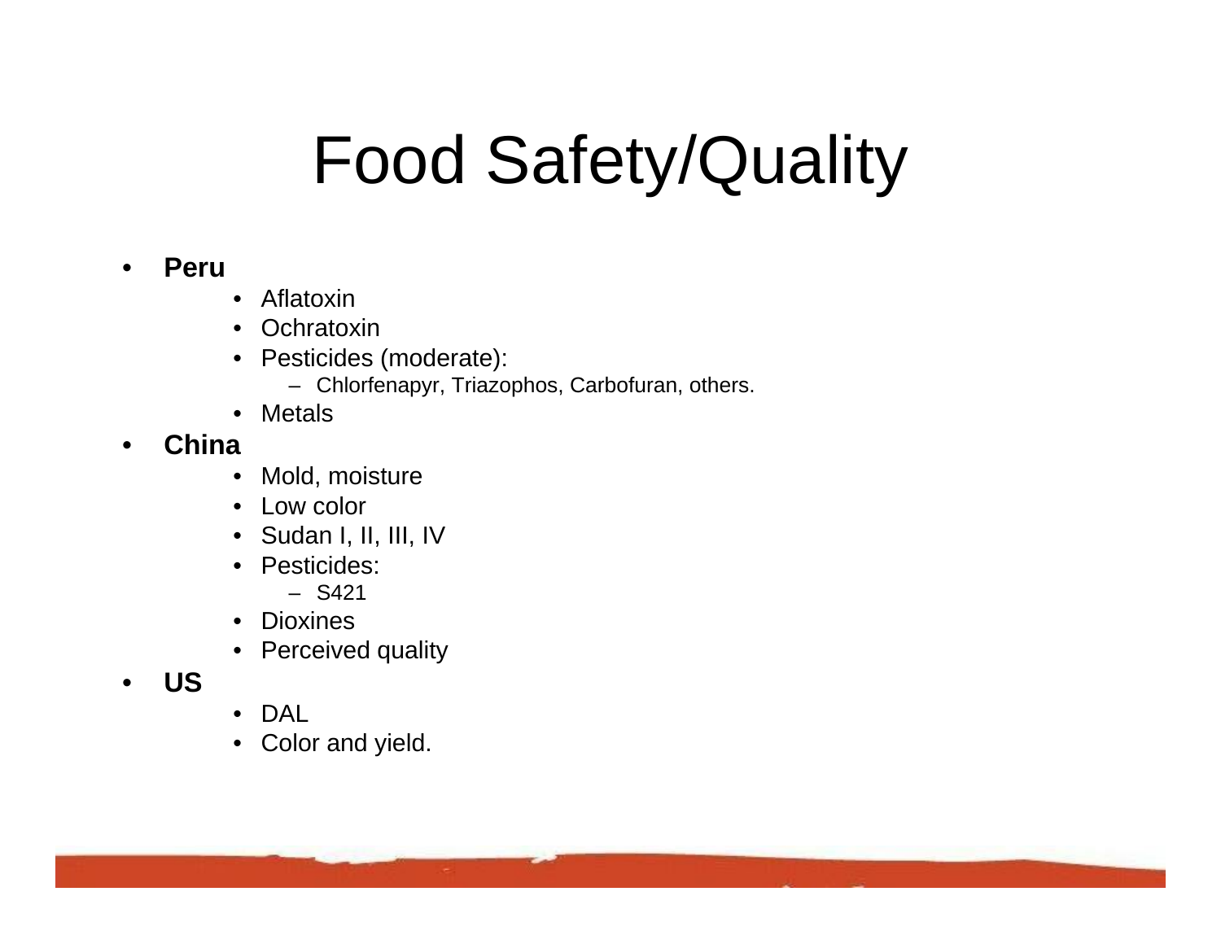# Food Safety/Quality

- **Peru**
  - Aflatoxin
  - Ochratoxin
  - Pesticides (moderate):
    - Chlorfenapyr, Triazophos, Carbofuran, others.
  - Metals
- **China**
  - Mold, moisture
  - Low color
  - Sudan I, II, III, IV
  - Pesticides:
    - S421
  - Dioxines
  - Perceived quality
- **US**
  - DAL
  - Color and yield.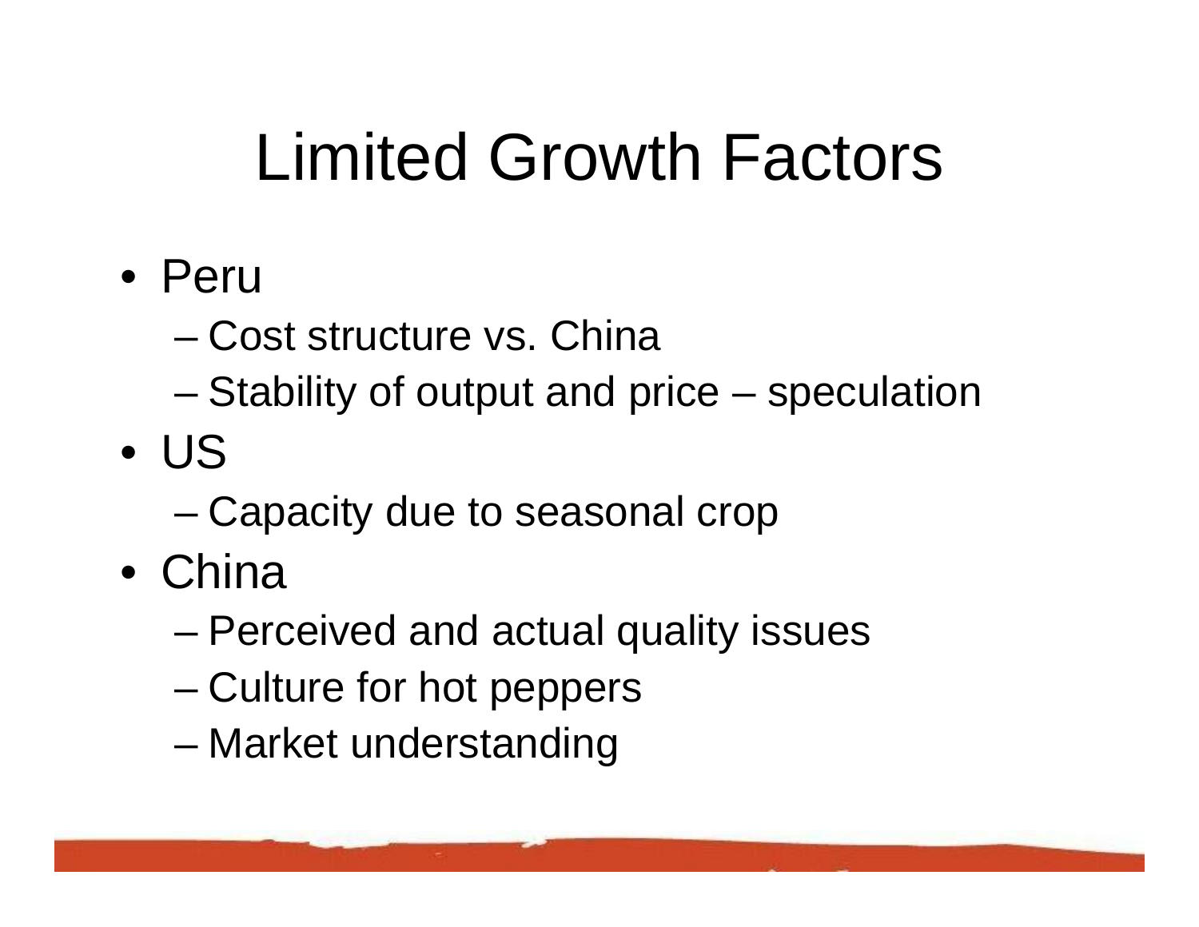# Limited Growth Factors

- Peru
  - Cost structure vs. China
  - Stability of output and price – speculation
- US
  - Capacity due to seasonal crop
- China
  - Perceived and actual quality issues
  - Culture for hot peppers
  - Market understanding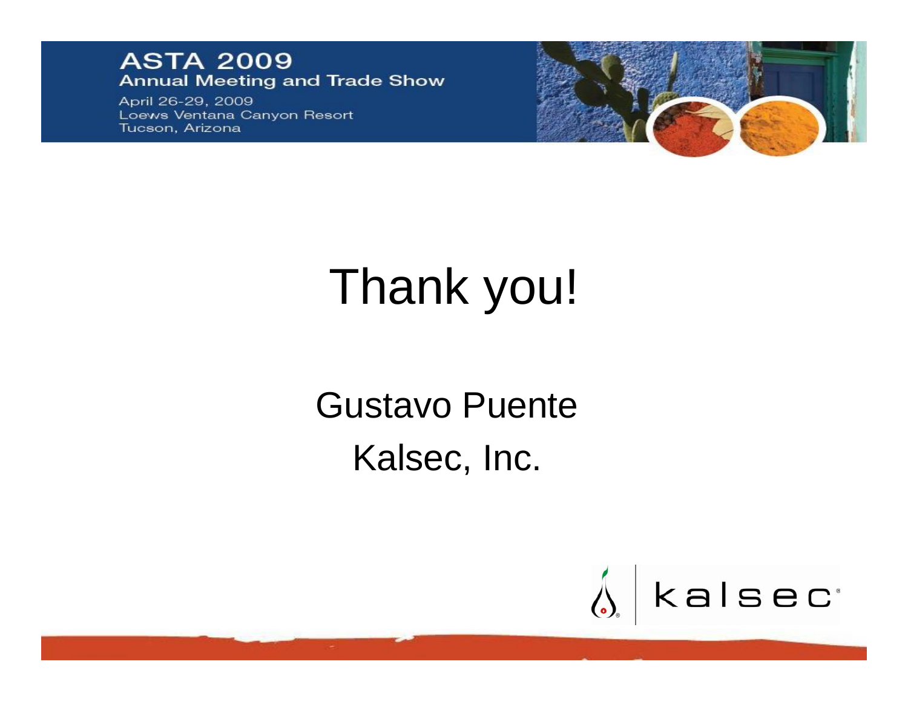# Thank you!

Gustavo Puente

Kalsec, Inc.